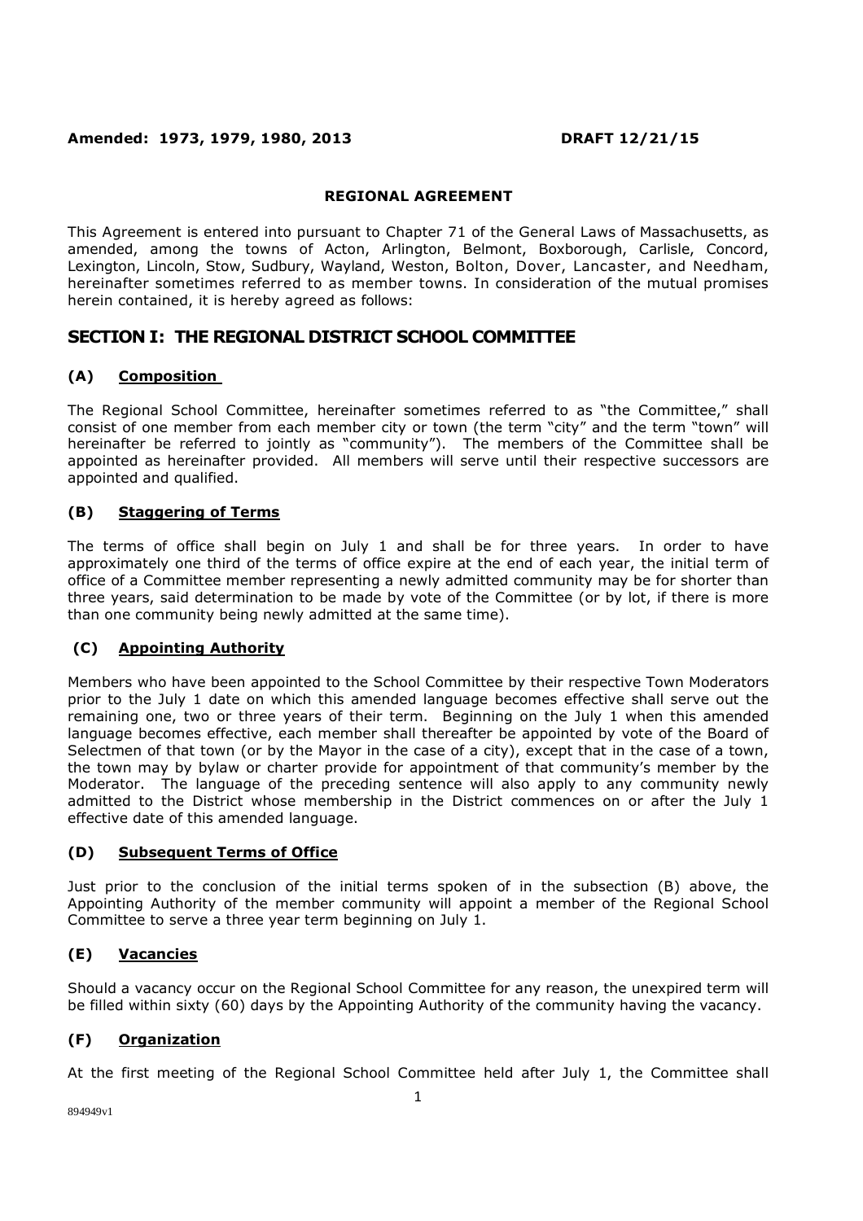**Amended: 1973, 1979, 1980, 2013** **DRAFT 12/21/15**

**REGIONAL AGREEMENT**

This Agreement is entered into pursuant to Chapter 71 of the General Laws of Massachusetts, as amended, among the towns of Acton, Arlington, Belmont, Boxborough, Carlisle, Concord, Lexington, Lincoln, Stow, Sudbury, Wayland, Weston, Bolton, Dover, Lancaster, and Needham, hereinafter sometimes referred to as member towns. In consideration of the mutual promises herein contained, it is hereby agreed as follows:

## SECTION I: THE REGIONAL DISTRICT SCHOOL COMMITTEE

### (A) Composition

The Regional School Committee, hereinafter sometimes referred to as "the Committee," shall consist of one member from each member city or town (the term "city" and the term "town" will hereinafter be referred to jointly as "community"). The members of the Committee shall be appointed as hereinafter provided. All members will serve until their respective successors are appointed and qualified.

### (B) Staggering of Terms

The terms of office shall begin on July 1 and shall be for three years. In order to have approximately one third of the terms of office expire at the end of each year, the initial term of office of a Committee member representing a newly admitted community may be for shorter than three years, said determination to be made by vote of the Committee (or by lot, if there is more than one community being newly admitted at the same time).

### (C) Appointing Authority

Members who have been appointed to the School Committee by their respective Town Moderators prior to the July 1 date on which this amended language becomes effective shall serve out the remaining one, two or three years of their term. Beginning on the July 1 when this amended language becomes effective, each member shall thereafter be appointed by vote of the Board of Selectmen of that town (or by the Mayor in the case of a city), except that in the case of a town, the town may by bylaw or charter provide for appointment of that community's member by the Moderator. The language of the preceding sentence will also apply to any community newly admitted to the District whose membership in the District commences on or after the July 1 effective date of this amended language.

### (D) Subsequent Terms of Office

Just prior to the conclusion of the initial terms spoken of in the subsection (B) above, the Appointing Authority of the member community will appoint a member of the Regional School Committee to serve a three year term beginning on July 1.

### (E) Vacancies

Should a vacancy occur on the Regional School Committee for any reason, the unexpired term will be filled within sixty (60) days by the Appointing Authority of the community having the vacancy.

### (F) Organization

At the first meeting of the Regional School Committee held after July 1, the Committee shall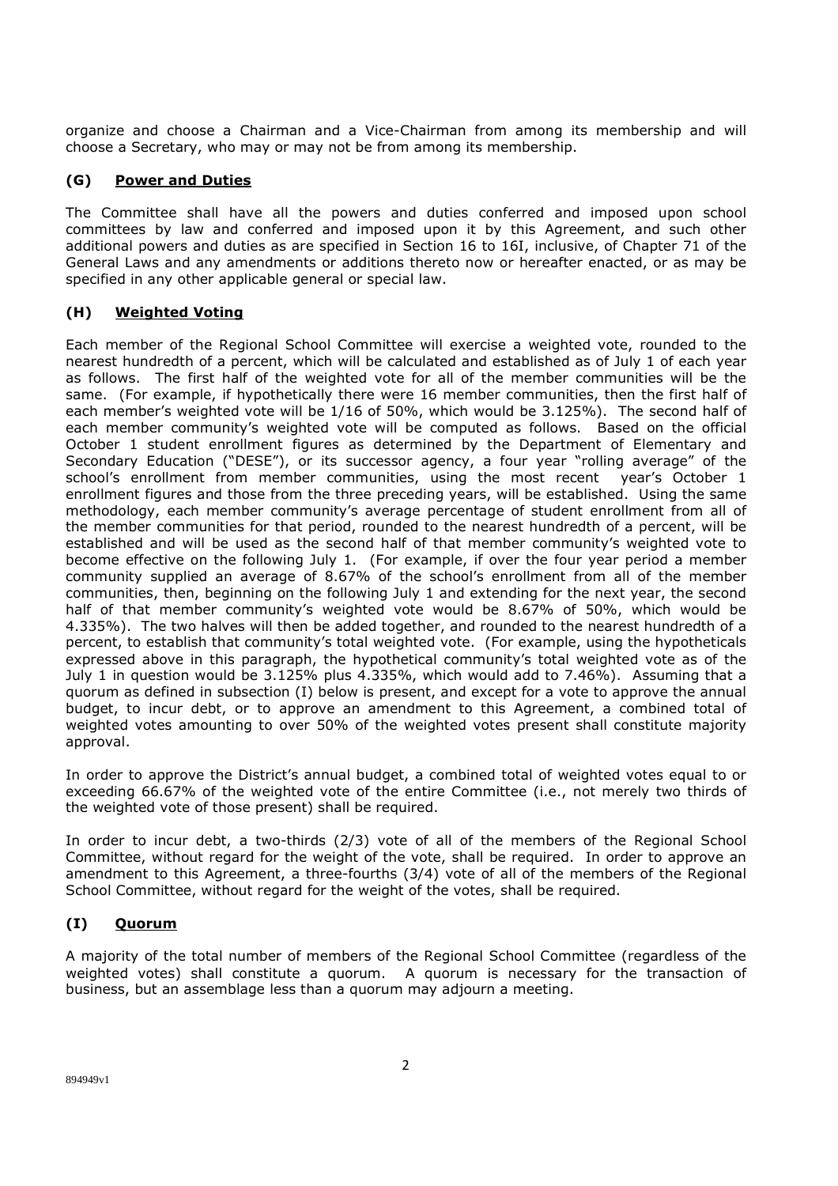organize and choose a Chairman and a Vice-Chairman from among its membership and will choose a Secretary, who may or may not be from among its membership.

### (G) Power and Duties

The Committee shall have all the powers and duties conferred and imposed upon school committees by law and conferred and imposed upon it by this Agreement, and such other additional powers and duties as are specified in Section 16 to 16I, inclusive, of Chapter 71 of the General Laws and any amendments or additions thereto now or hereafter enacted, or as may be specified in any other applicable general or special law.

### (H) Weighted Voting

Each member of the Regional School Committee will exercise a weighted vote, rounded to the nearest hundredth of a percent, which will be calculated and established as of July 1 of each year as follows. The first half of the weighted vote for all of the member communities will be the same. (For example, if hypothetically there were 16 member communities, then the first half of each member's weighted vote will be 1/16 of 50%, which would be 3.125%). The second half of each member community's weighted vote will be computed as follows. Based on the official October 1 student enrollment figures as determined by the Department of Elementary and Secondary Education ("DESE"), or its successor agency, a four year "rolling average" of the school's enrollment from member communities, using the most recent year's October 1 enrollment figures and those from the three preceding years, will be established. Using the same methodology, each member community's average percentage of student enrollment from all of the member communities for that period, rounded to the nearest hundredth of a percent, will be established and will be used as the second half of that member community's weighted vote to become effective on the following July 1. (For example, if over the four year period a member community supplied an average of 8.67% of the school's enrollment from all of the member communities, then, beginning on the following July 1 and extending for the next year, the second half of that member community's weighted vote would be 8.67% of 50%, which would be 4.335%). The two halves will then be added together, and rounded to the nearest hundredth of a percent, to establish that community's total weighted vote. (For example, using the hypotheticals expressed above in this paragraph, the hypothetical community's total weighted vote as of the July 1 in question would be 3.125% plus 4.335%, which would add to 7.46%). Assuming that a quorum as defined in subsection (I) below is present, and except for a vote to approve the annual budget, to incur debt, or to approve an amendment to this Agreement, a combined total of weighted votes amounting to over 50% of the weighted votes present shall constitute majority approval.

In order to approve the District's annual budget, a combined total of weighted votes equal to or exceeding 66.67% of the weighted vote of the entire Committee (i.e., not merely two thirds of the weighted vote of those present) shall be required.

In order to incur debt, a two-thirds (2/3) vote of all of the members of the Regional School Committee, without regard for the weight of the vote, shall be required. In order to approve an amendment to this Agreement, a three-fourths (3/4) vote of all of the members of the Regional School Committee, without regard for the weight of the votes, shall be required.

### (I) Quorum

A majority of the total number of members of the Regional School Committee (regardless of the weighted votes) shall constitute a quorum. A quorum is necessary for the transaction of business, but an assemblage less than a quorum may adjourn a meeting.

894949v1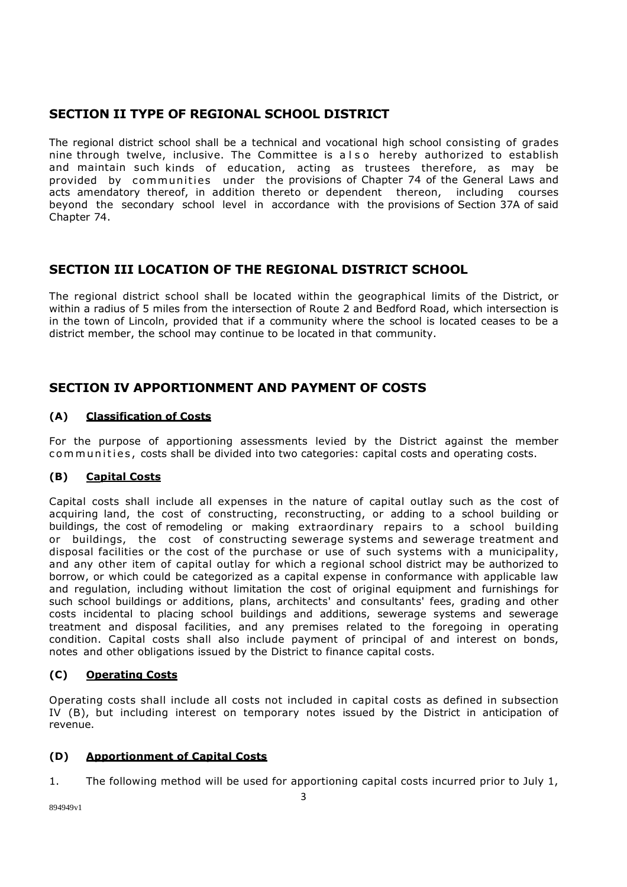## SECTION II TYPE OF REGIONAL SCHOOL DISTRICT

The regional district school shall be a technical and vocational high school consisting of grades nine through twelve, inclusive. The Committee is also hereby authorized to establish and maintain such kinds of education, acting as trustees therefore, as may be provided by communities under the provisions of Chapter 74 of the General Laws and acts amendatory thereof, in addition thereto or dependent thereon, including courses beyond the secondary school level in accordance with the provisions of Section 37A of said Chapter 74.

## SECTION III LOCATION OF THE REGIONAL DISTRICT SCHOOL

The regional district school shall be located within the geographical limits of the District, or within a radius of 5 miles from the intersection of Route 2 and Bedford Road, which intersection is in the town of Lincoln, provided that if a community where the school is located ceases to be a district member, the school may continue to be located in that community.

## SECTION IV APPORTIONMENT AND PAYMENT OF COSTS

### (A) Classification of Costs

For the purpose of apportioning assessments levied by the District against the member communities, costs shall be divided into two categories: capital costs and operating costs.

### (B) Capital Costs

Capital costs shall include all expenses in the nature of capital outlay such as the cost of acquiring land, the cost of constructing, reconstructing, or adding to a school building or buildings, the cost of remodeling or making extraordinary repairs to a school building or buildings, the cost of constructing sewerage systems and sewerage treatment and disposal facilities or the cost of the purchase or use of such systems with a municipality, and any other item of capital outlay for which a regional school district may be authorized to borrow, or which could be categorized as a capital expense in conformance with applicable law and regulation, including without limitation the cost of original equipment and furnishings for such school buildings or additions, plans, architects' and consultants' fees, grading and other costs incidental to placing school buildings and additions, sewerage systems and sewerage treatment and disposal facilities, and any premises related to the foregoing in operating condition. Capital costs shall also include payment of principal of and interest on bonds, notes and other obligations issued by the District to finance capital costs.

### (C) Operating Costs

Operating costs shall include all costs not included in capital costs as defined in subsection IV (B), but including interest on temporary notes issued by the District in anticipation of revenue.

### (D) Apportionment of Capital Costs

1. The following method will be used for apportioning capital costs incurred prior to July 1,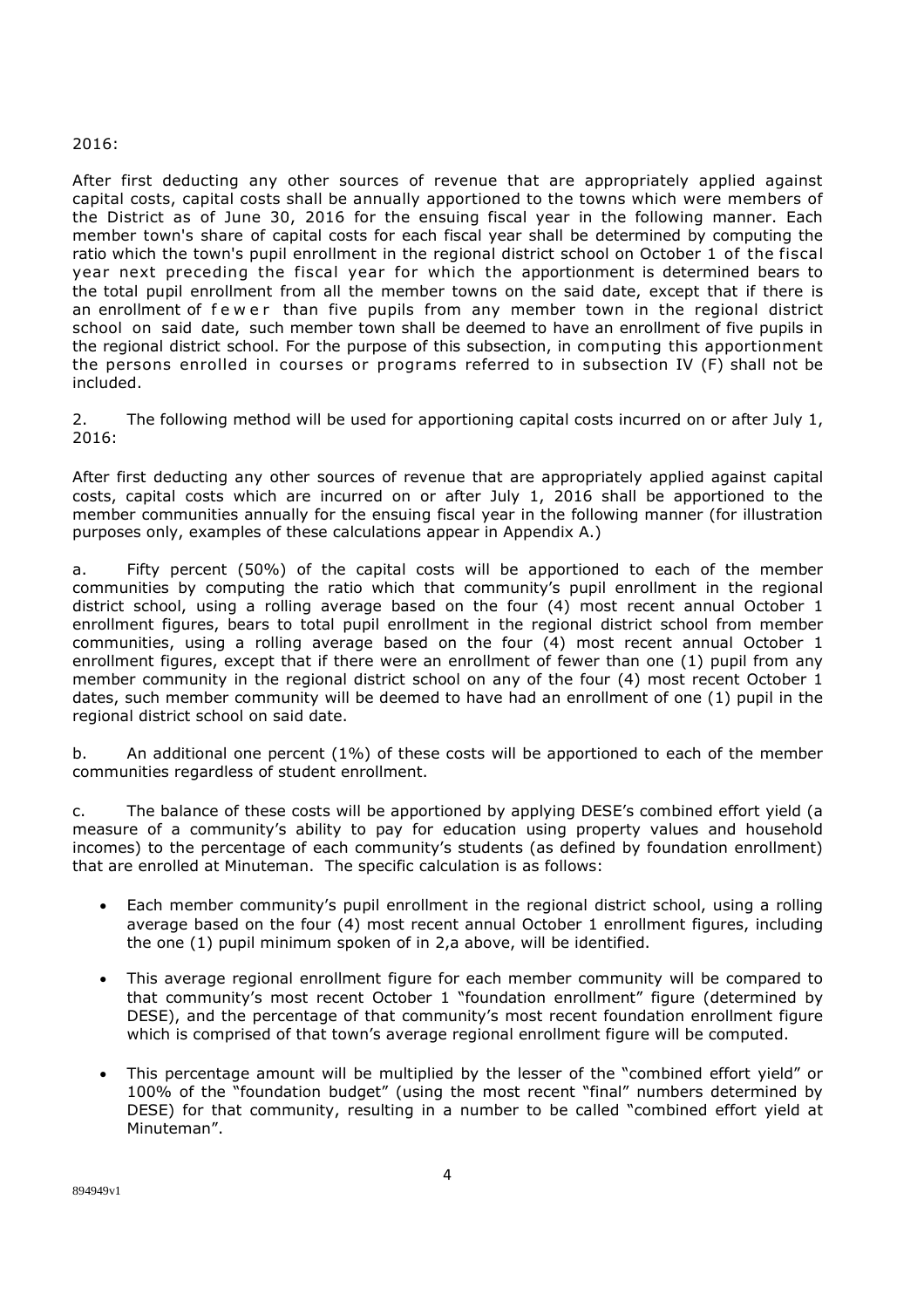2016:

After first deducting any other sources of revenue that are appropriately applied against capital costs, capital costs shall be annually apportioned to the towns which were members of the District as of June 30, 2016 for the ensuing fiscal year in the following manner. Each member town's share of capital costs for each fiscal year shall be determined by computing the ratio which the town's pupil enrollment in the regional district school on October 1 of the fiscal year next preceding the fiscal year for which the apportionment is determined bears to the total pupil enrollment from all the member towns on the said date, except that if there is an enrollment of fewer than five pupils from any member town in the regional district school on said date, such member town shall be deemed to have an enrollment of five pupils in the regional district school. For the purpose of this subsection, in computing this apportionment the persons enrolled in courses or programs referred to in subsection IV (F) shall not be included.

2. The following method will be used for apportioning capital costs incurred on or after July 1, 2016:

After first deducting any other sources of revenue that are appropriately applied against capital costs, capital costs which are incurred on or after July 1, 2016 shall be apportioned to the member communities annually for the ensuing fiscal year in the following manner (for illustration purposes only, examples of these calculations appear in Appendix A.)

a. Fifty percent (50%) of the capital costs will be apportioned to each of the member communities by computing the ratio which that community's pupil enrollment in the regional district school, using a rolling average based on the four (4) most recent annual October 1 enrollment figures, bears to total pupil enrollment in the regional district school from member communities, using a rolling average based on the four (4) most recent annual October 1 enrollment figures, except that if there were an enrollment of fewer than one (1) pupil from any member community in the regional district school on any of the four (4) most recent October 1 dates, such member community will be deemed to have had an enrollment of one (1) pupil in the regional district school on said date.

b. An additional one percent (1%) of these costs will be apportioned to each of the member communities regardless of student enrollment.

c. The balance of these costs will be apportioned by applying DESE's combined effort yield (a measure of a community's ability to pay for education using property values and household incomes) to the percentage of each community's students (as defined by foundation enrollment) that are enrolled at Minuteman. The specific calculation is as follows:

- Each member community's pupil enrollment in the regional district school, using a rolling average based on the four (4) most recent annual October 1 enrollment figures, including the one (1) pupil minimum spoken of in 2,a above, will be identified.
- This average regional enrollment figure for each member community will be compared to that community's most recent October 1 "foundation enrollment" figure (determined by DESE), and the percentage of that community's most recent foundation enrollment figure which is comprised of that town's average regional enrollment figure will be computed.
- This percentage amount will be multiplied by the lesser of the "combined effort yield" or 100% of the "foundation budget" (using the most recent "final" numbers determined by DESE) for that community, resulting in a number to be called "combined effort yield at Minuteman".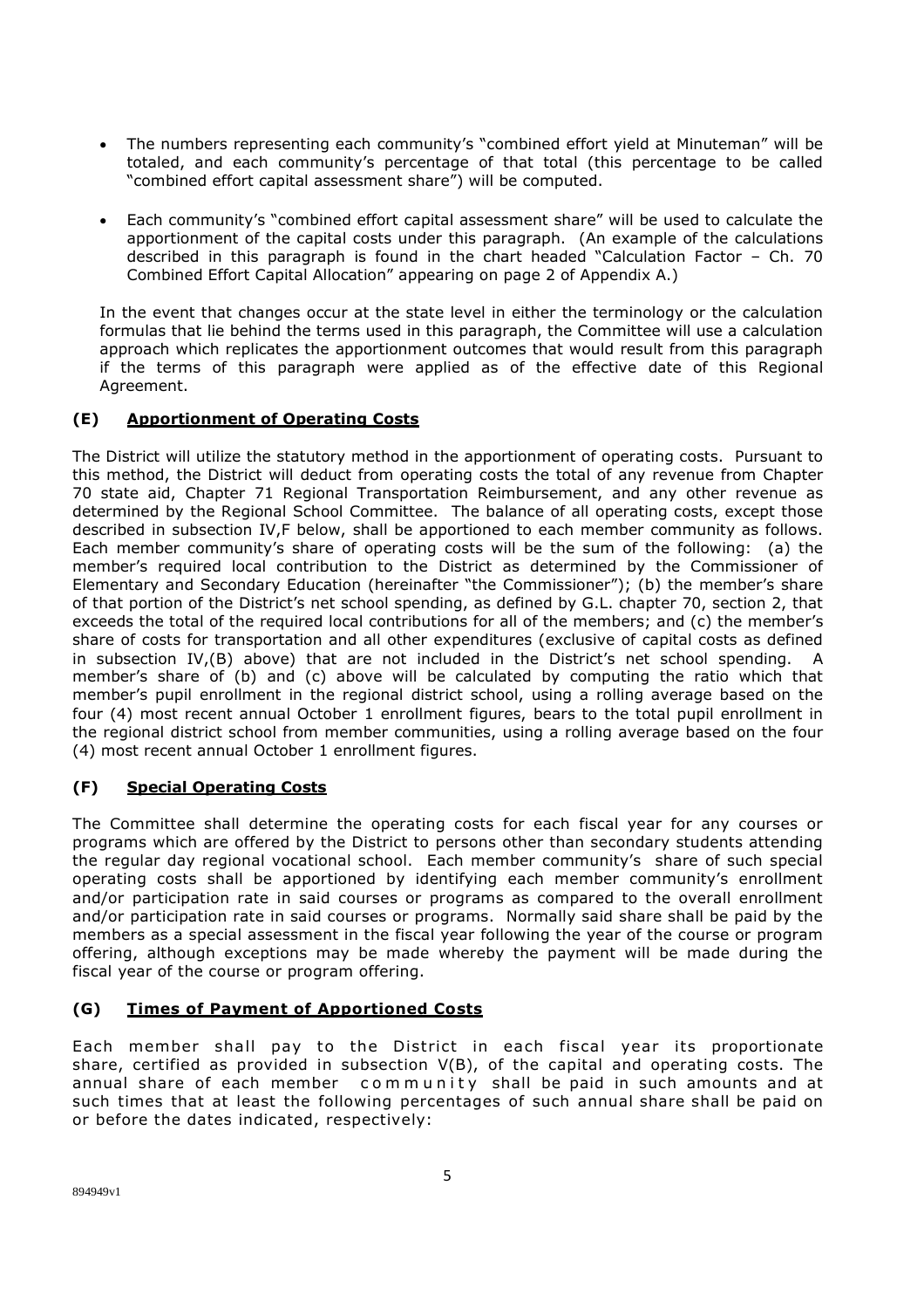- The numbers representing each community's "combined effort yield at Minuteman" will be totaled, and each community's percentage of that total (this percentage to be called "combined effort capital assessment share") will be computed.

- Each community's "combined effort capital assessment share" will be used to calculate the apportionment of the capital costs under this paragraph. (An example of the calculations described in this paragraph is found in the chart headed "Calculation Factor – Ch. 70 Combined Effort Capital Allocation" appearing on page 2 of Appendix A.)

In the event that changes occur at the state level in either the terminology or the calculation formulas that lie behind the terms used in this paragraph, the Committee will use a calculation approach which replicates the apportionment outcomes that would result from this paragraph if the terms of this paragraph were applied as of the effective date of this Regional Agreement.

### (E) Apportionment of Operating Costs

The District will utilize the statutory method in the apportionment of operating costs. Pursuant to this method, the District will deduct from operating costs the total of any revenue from Chapter 70 state aid, Chapter 71 Regional Transportation Reimbursement, and any other revenue as determined by the Regional School Committee. The balance of all operating costs, except those described in subsection IV,F below, shall be apportioned to each member community as follows. Each member community's share of operating costs will be the sum of the following: (a) the member's required local contribution to the District as determined by the Commissioner of Elementary and Secondary Education (hereinafter "the Commissioner"); (b) the member's share of that portion of the District's net school spending, as defined by G.L. chapter 70, section 2, that exceeds the total of the required local contributions for all of the members; and (c) the member's share of costs for transportation and all other expenditures (exclusive of capital costs as defined in subsection IV,(B) above) that are not included in the District's net school spending. A member's share of (b) and (c) above will be calculated by computing the ratio which that member's pupil enrollment in the regional district school, using a rolling average based on the four (4) most recent annual October 1 enrollment figures, bears to the total pupil enrollment in the regional district school from member communities, using a rolling average based on the four (4) most recent annual October 1 enrollment figures.

### (F) Special Operating Costs

The Committee shall determine the operating costs for each fiscal year for any courses or programs which are offered by the District to persons other than secondary students attending the regular day regional vocational school. Each member community's share of such special operating costs shall be apportioned by identifying each member community's enrollment and/or participation rate in said courses or programs as compared to the overall enrollment and/or participation rate in said courses or programs. Normally said share shall be paid by the members as a special assessment in the fiscal year following the year of the course or program offering, although exceptions may be made whereby the payment will be made during the fiscal year of the course or program offering.

### (G) Times of Payment of Apportioned Costs

Each member shall pay to the District in each fiscal year its proportionate share, certified as provided in subsection V(B), of the capital and operating costs. The annual share of each member community shall be paid in such amounts and at such times that at least the following percentages of such annual share shall be paid on or before the dates indicated, respectively: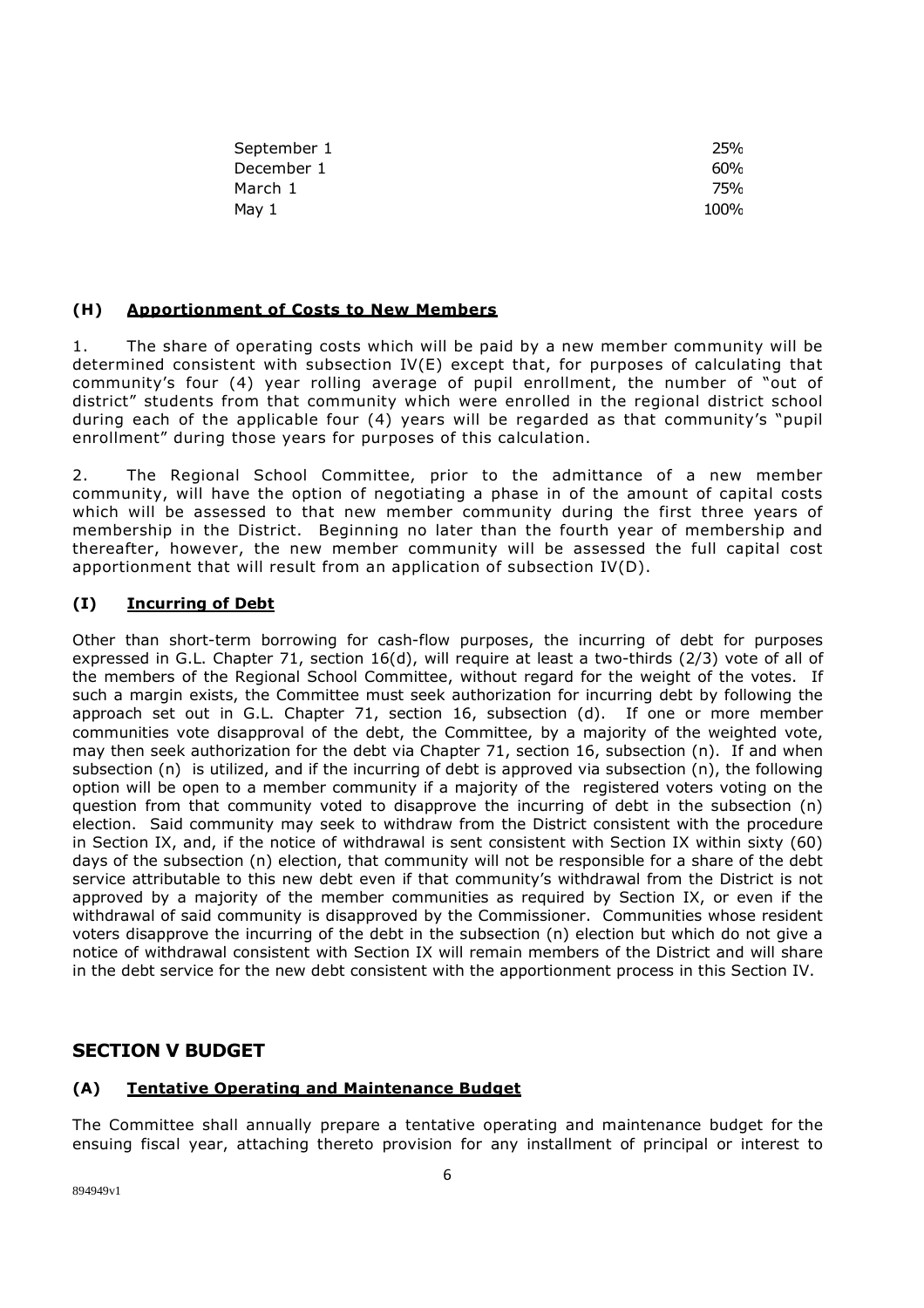| | |
|---|---|
| September 1 | 25% |
| December 1 | 60% |
| March 1 | 75% |
| May 1 | 100% |

### (H) Apportionment of Costs to New Members

1. The share of operating costs which will be paid by a new member community will be determined consistent with subsection IV(E) except that, for purposes of calculating that community's four (4) year rolling average of pupil enrollment, the number of "out of district" students from that community which were enrolled in the regional district school during each of the applicable four (4) years will be regarded as that community's "pupil enrollment" during those years for purposes of this calculation.

2. The Regional School Committee, prior to the admittance of a new member community, will have the option of negotiating a phase in of the amount of capital costs which will be assessed to that new member community during the first three years of membership in the District. Beginning no later than the fourth year of membership and thereafter, however, the new member community will be assessed the full capital cost apportionment that will result from an application of subsection IV(D).

### (I) Incurring of Debt

Other than short-term borrowing for cash-flow purposes, the incurring of debt for purposes expressed in G.L. Chapter 71, section 16(d), will require at least a two-thirds (2/3) vote of all of the members of the Regional School Committee, without regard for the weight of the votes. If such a margin exists, the Committee must seek authorization for incurring debt by following the approach set out in G.L. Chapter 71, section 16, subsection (d). If one or more member communities vote disapproval of the debt, the Committee, by a majority of the weighted vote, may then seek authorization for the debt via Chapter 71, section 16, subsection (n). If and when subsection (n) is utilized, and if the incurring of debt is approved via subsection (n), the following option will be open to a member community if a majority of the registered voters voting on the question from that community voted to disapprove the incurring of debt in the subsection (n) election. Said community may seek to withdraw from the District consistent with the procedure in Section IX, and, if the notice of withdrawal is sent consistent with Section IX within sixty (60) days of the subsection (n) election, that community will not be responsible for a share of the debt service attributable to this new debt even if that community's withdrawal from the District is not approved by a majority of the member communities as required by Section IX, or even if the withdrawal of said community is disapproved by the Commissioner. Communities whose resident voters disapprove the incurring of the debt in the subsection (n) election but which do not give a notice of withdrawal consistent with Section IX will remain members of the District and will share in the debt service for the new debt consistent with the apportionment process in this Section IV.

## SECTION V BUDGET

### (A) Tentative Operating and Maintenance Budget

The Committee shall annually prepare a tentative operating and maintenance budget for the ensuing fiscal year, attaching thereto provision for any installment of principal or interest to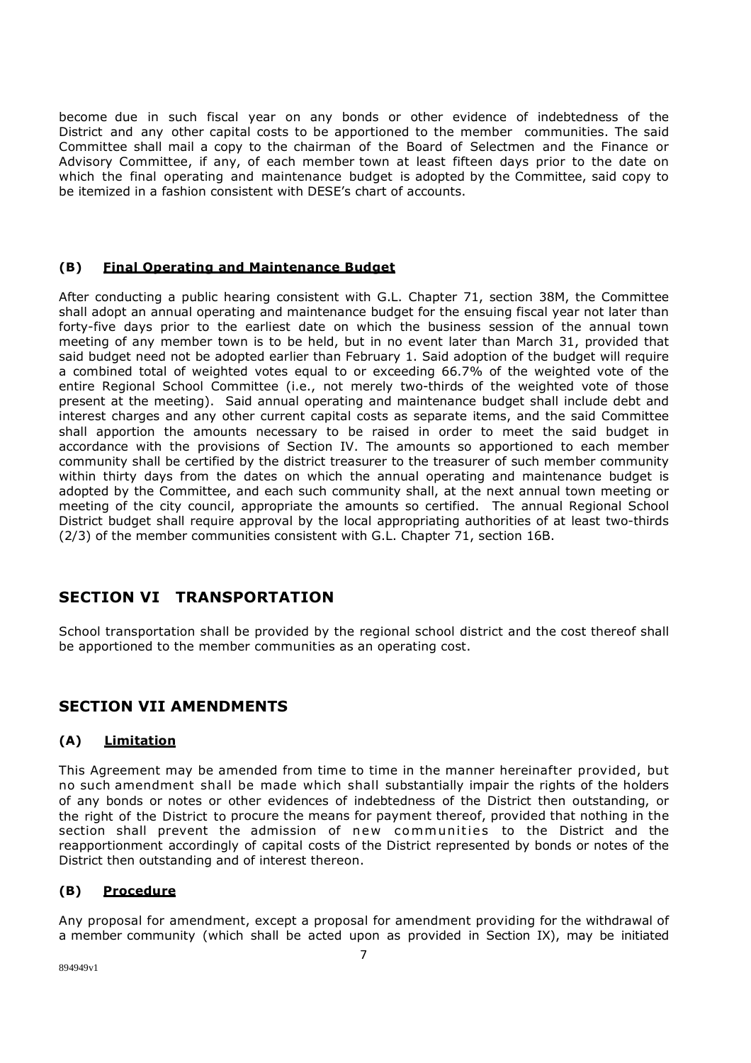become due in such fiscal year on any bonds or other evidence of indebtedness of the District and any other capital costs to be apportioned to the member communities. The said Committee shall mail a copy to the chairman of the Board of Selectmen and the Finance or Advisory Committee, if any, of each member town at least fifteen days prior to the date on which the final operating and maintenance budget is adopted by the Committee, said copy to be itemized in a fashion consistent with DESE's chart of accounts.

#### **(B) Final Operating and Maintenance Budget**

After conducting a public hearing consistent with G.L. Chapter 71, section 38M, the Committee shall adopt an annual operating and maintenance budget for the ensuing fiscal year not later than forty-five days prior to the earliest date on which the business session of the annual town meeting of any member town is to be held, but in no event later than March 31, provided that said budget need not be adopted earlier than February 1. Said adoption of the budget will require a combined total of weighted votes equal to or exceeding 66.7% of the weighted vote of the entire Regional School Committee (i.e., not merely two-thirds of the weighted vote of those present at the meeting). Said annual operating and maintenance budget shall include debt and interest charges and any other current capital costs as separate items, and the said Committee shall apportion the amounts necessary to be raised in order to meet the said budget in accordance with the provisions of Section IV. The amounts so apportioned to each member community shall be certified by the district treasurer to the treasurer of such member community within thirty days from the dates on which the annual operating and maintenance budget is adopted by the Committee, and each such community shall, at the next annual town meeting or meeting of the city council, appropriate the amounts so certified. The annual Regional School District budget shall require approval by the local appropriating authorities of at least two-thirds (2/3) of the member communities consistent with G.L. Chapter 71, section 16B.

## SECTION VI TRANSPORTATION

School transportation shall be provided by the regional school district and the cost thereof shall be apportioned to the member communities as an operating cost.

## SECTION VII AMENDMENTS

#### **(A) Limitation**

This Agreement may be amended from time to time in the manner hereinafter provided, but no such amendment shall be made which shall substantially impair the rights of the holders of any bonds or notes or other evidences of indebtedness of the District then outstanding, or the right of the District to procure the means for payment thereof, provided that nothing in the section shall prevent the admission of new communities to the District and the reapportionment accordingly of capital costs of the District represented by bonds or notes of the District then outstanding and of interest thereon.

#### **(B) Procedure**

Any proposal for amendment, except a proposal for amendment providing for the withdrawal of a member community (which shall be acted upon as provided in Section IX), may be initiated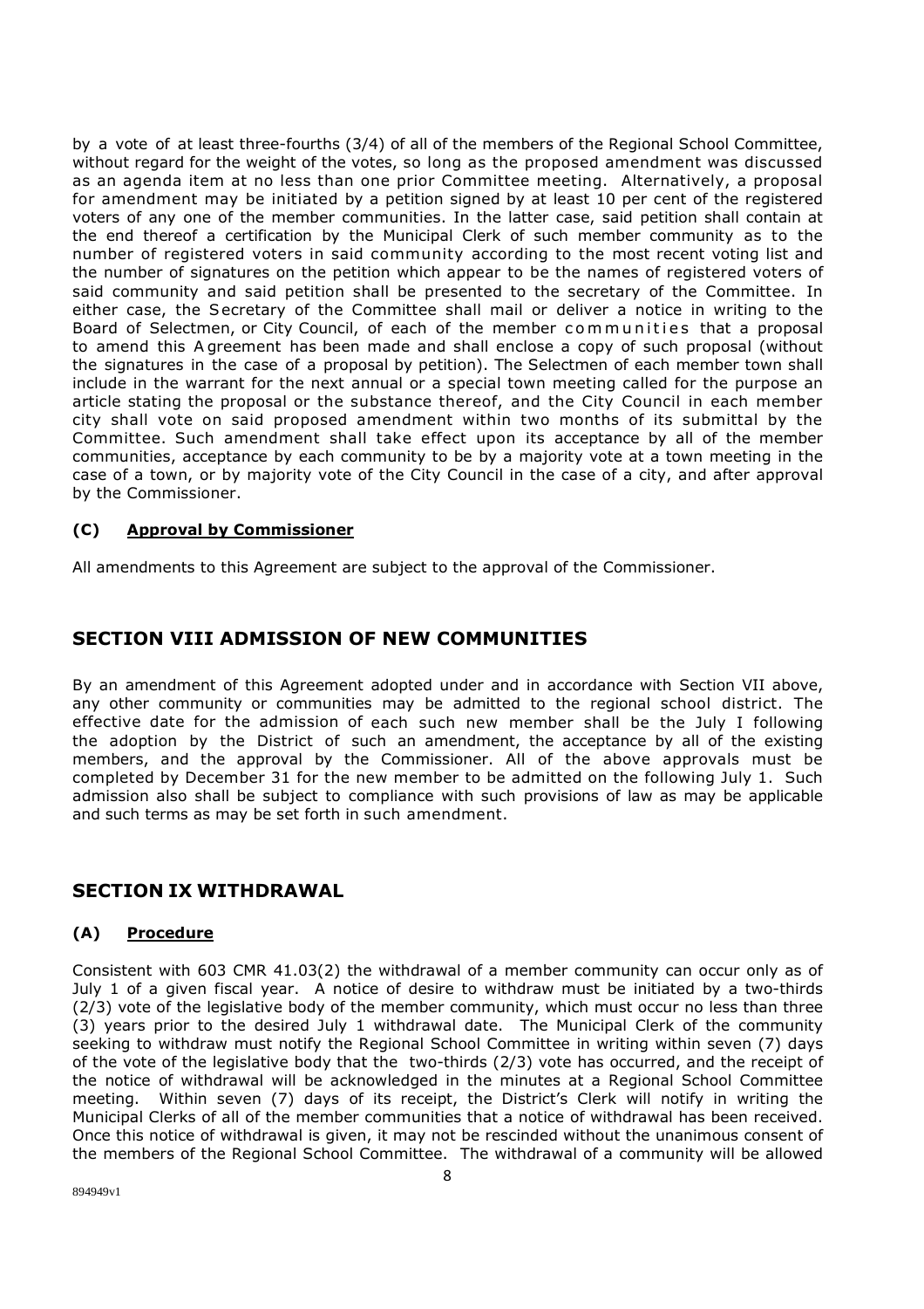by a vote of at least three-fourths (3/4) of all of the members of the Regional School Committee, without regard for the weight of the votes, so long as the proposed amendment was discussed as an agenda item at no less than one prior Committee meeting. Alternatively, a proposal for amendment may be initiated by a petition signed by at least 10 per cent of the registered voters of any one of the member communities. In the latter case, said petition shall contain at the end thereof a certification by the Municipal Clerk of such member community as to the number of registered voters in said community according to the most recent voting list and the number of signatures on the petition which appear to be the names of registered voters of said community and said petition shall be presented to the secretary of the Committee. In either case, the Secretary of the Committee shall mail or deliver a notice in writing to the Board of Selectmen, or City Council, of each of the member communities that a proposal to amend this Agreement has been made and shall enclose a copy of such proposal (without the signatures in the case of a proposal by petition). The Selectmen of each member town shall include in the warrant for the next annual or a special town meeting called for the purpose an article stating the proposal or the substance thereof, and the City Council in each member city shall vote on said proposed amendment within two months of its submittal by the Committee. Such amendment shall take effect upon its acceptance by all of the member communities, acceptance by each community to be by a majority vote at a town meeting in the case of a town, or by majority vote of the City Council in the case of a city, and after approval by the Commissioner.

### (C) Approval by Commissioner

All amendments to this Agreement are subject to the approval of the Commissioner.

## SECTION VIII ADMISSION OF NEW COMMUNITIES

By an amendment of this Agreement adopted under and in accordance with Section VII above, any other community or communities may be admitted to the regional school district. The effective date for the admission of each such new member shall be the July I following the adoption by the District of such an amendment, the acceptance by all of the existing members, and the approval by the Commissioner. All of the above approvals must be completed by December 31 for the new member to be admitted on the following July 1. Such admission also shall be subject to compliance with such provisions of law as may be applicable and such terms as may be set forth in such amendment.

## SECTION IX WITHDRAWAL

### (A) Procedure

Consistent with 603 CMR 41.03(2) the withdrawal of a member community can occur only as of July 1 of a given fiscal year. A notice of desire to withdraw must be initiated by a two-thirds (2/3) vote of the legislative body of the member community, which must occur no less than three (3) years prior to the desired July 1 withdrawal date. The Municipal Clerk of the community seeking to withdraw must notify the Regional School Committee in writing within seven (7) days of the vote of the legislative body that the two-thirds (2/3) vote has occurred, and the receipt of the notice of withdrawal will be acknowledged in the minutes at a Regional School Committee meeting. Within seven (7) days of its receipt, the District's Clerk will notify in writing the Municipal Clerks of all of the member communities that a notice of withdrawal has been received. Once this notice of withdrawal is given, it may not be rescinded without the unanimous consent of the members of the Regional School Committee. The withdrawal of a community will be allowed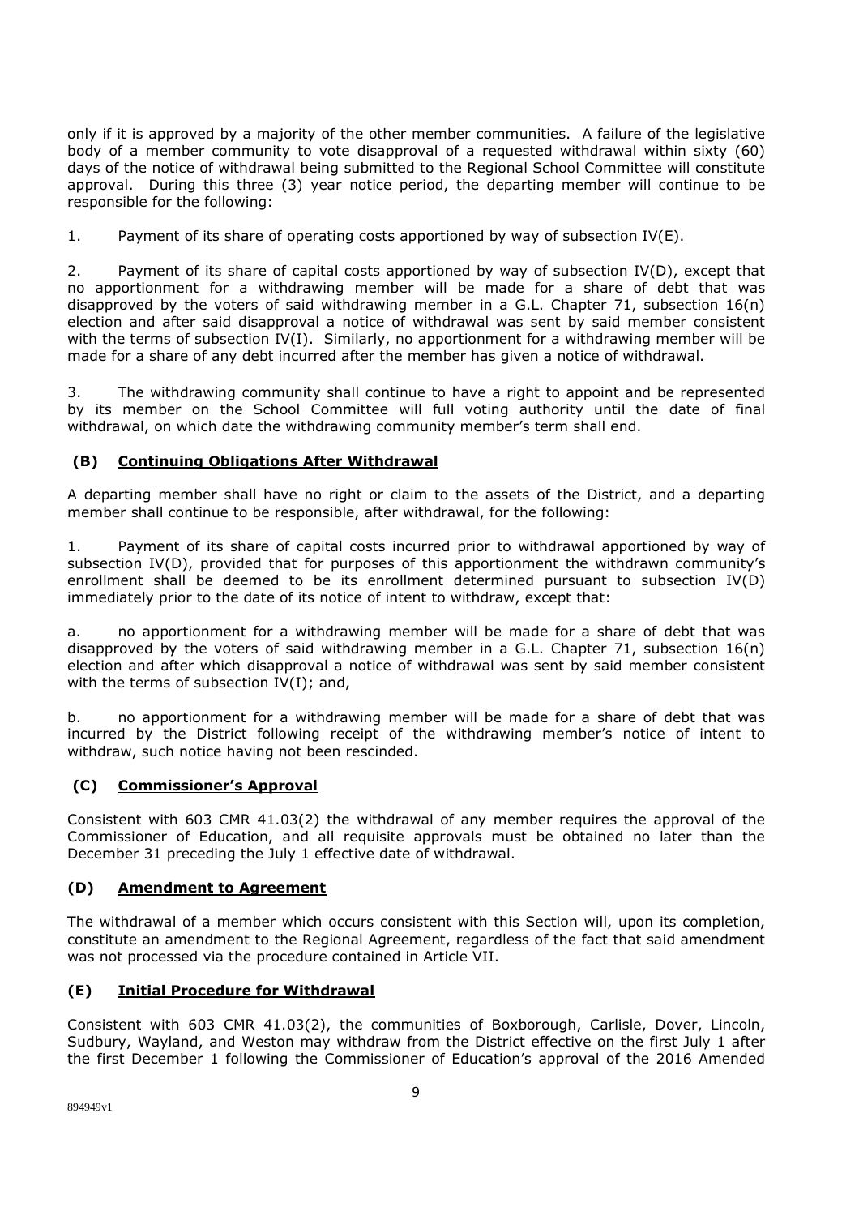only if it is approved by a majority of the other member communities. A failure of the legislative body of a member community to vote disapproval of a requested withdrawal within sixty (60) days of the notice of withdrawal being submitted to the Regional School Committee will constitute approval. During this three (3) year notice period, the departing member will continue to be responsible for the following:

1. Payment of its share of operating costs apportioned by way of subsection IV(E).

2. Payment of its share of capital costs apportioned by way of subsection IV(D), except that no apportionment for a withdrawing member will be made for a share of debt that was disapproved by the voters of said withdrawing member in a G.L. Chapter 71, subsection 16(n) election and after said disapproval a notice of withdrawal was sent by said member consistent with the terms of subsection IV(I). Similarly, no apportionment for a withdrawing member will be made for a share of any debt incurred after the member has given a notice of withdrawal.

3. The withdrawing community shall continue to have a right to appoint and be represented by its member on the School Committee will full voting authority until the date of final withdrawal, on which date the withdrawing community member's term shall end.

### (B) <u>Continuing Obligations After Withdrawal</u>

A departing member shall have no right or claim to the assets of the District, and a departing member shall continue to be responsible, after withdrawal, for the following:

1. Payment of its share of capital costs incurred prior to withdrawal apportioned by way of subsection IV(D), provided that for purposes of this apportionment the withdrawn community's enrollment shall be deemed to be its enrollment determined pursuant to subsection IV(D) immediately prior to the date of its notice of intent to withdraw, except that:

a. no apportionment for a withdrawing member will be made for a share of debt that was disapproved by the voters of said withdrawing member in a G.L. Chapter 71, subsection 16(n) election and after which disapproval a notice of withdrawal was sent by said member consistent with the terms of subsection IV(I); and,

b. no apportionment for a withdrawing member will be made for a share of debt that was incurred by the District following receipt of the withdrawing member's notice of intent to withdraw, such notice having not been rescinded.

### (C) <u>Commissioner's Approval</u>

Consistent with 603 CMR 41.03(2) the withdrawal of any member requires the approval of the Commissioner of Education, and all requisite approvals must be obtained no later than the December 31 preceding the July 1 effective date of withdrawal.

### (D) <u>Amendment to Agreement</u>

The withdrawal of a member which occurs consistent with this Section will, upon its completion, constitute an amendment to the Regional Agreement, regardless of the fact that said amendment was not processed via the procedure contained in Article VII.

### (E) <u>Initial Procedure for Withdrawal</u>

Consistent with 603 CMR 41.03(2), the communities of Boxborough, Carlisle, Dover, Lincoln, Sudbury, Wayland, and Weston may withdraw from the District effective on the first July 1 after the first December 1 following the Commissioner of Education's approval of the 2016 Amended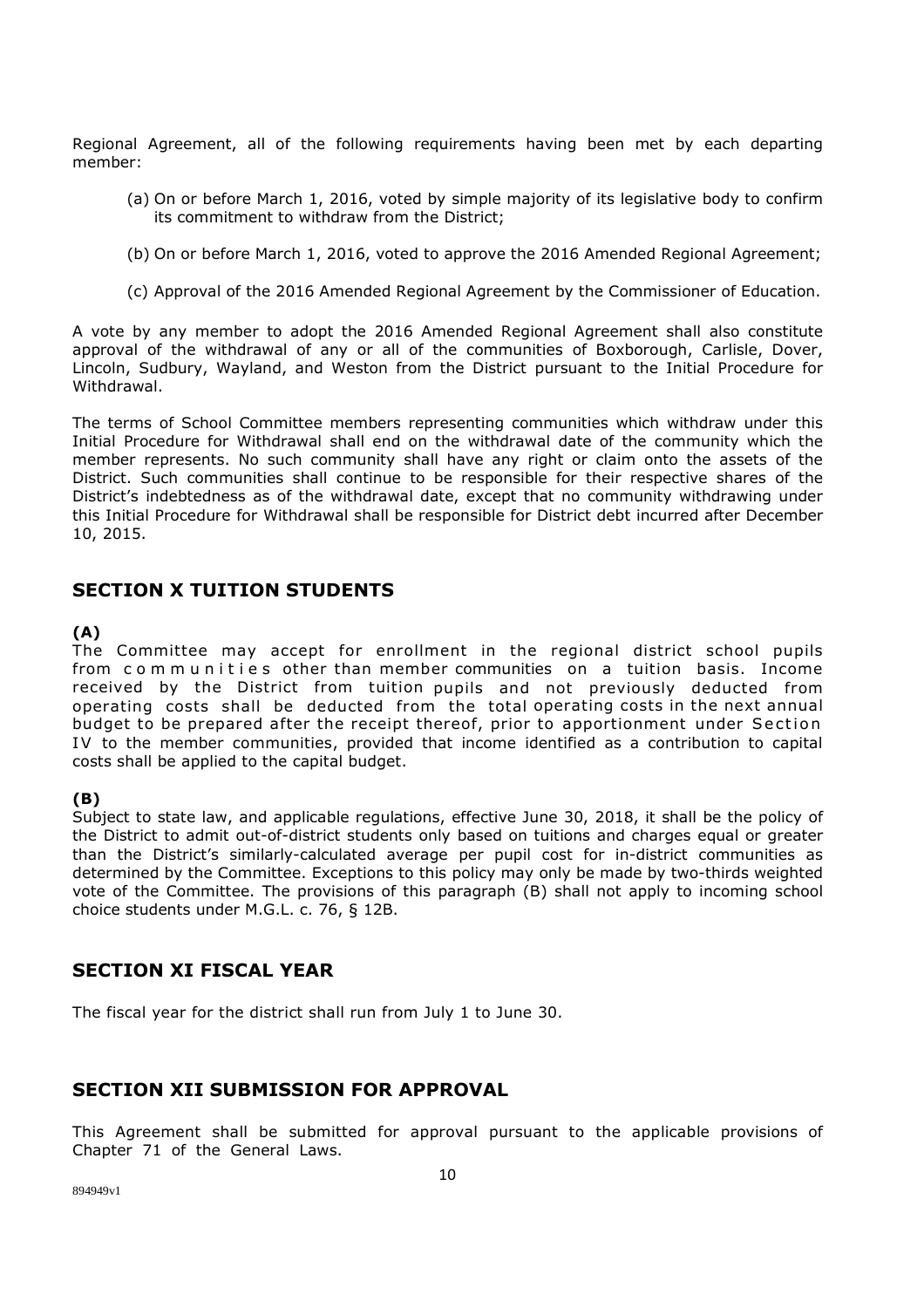Regional Agreement, all of the following requirements having been met by each departing member:

(a) On or before March 1, 2016, voted by simple majority of its legislative body to confirm its commitment to withdraw from the District;

(b) On or before March 1, 2016, voted to approve the 2016 Amended Regional Agreement;

(c) Approval of the 2016 Amended Regional Agreement by the Commissioner of Education.

A vote by any member to adopt the 2016 Amended Regional Agreement shall also constitute approval of the withdrawal of any or all of the communities of Boxborough, Carlisle, Dover, Lincoln, Sudbury, Wayland, and Weston from the District pursuant to the Initial Procedure for Withdrawal.

The terms of School Committee members representing communities which withdraw under this Initial Procedure for Withdrawal shall end on the withdrawal date of the community which the member represents. No such community shall have any right or claim onto the assets of the District. Such communities shall continue to be responsible for their respective shares of the District's indebtedness as of the withdrawal date, except that no community withdrawing under this Initial Procedure for Withdrawal shall be responsible for District debt incurred after December 10, 2015.

## SECTION X TUITION STUDENTS

**(A)**

The Committee may accept for enrollment in the regional district school pupils from communities other than member communities on a tuition basis. Income received by the District from tuition pupils and not previously deducted from operating costs shall be deducted from the total operating costs in the next annual budget to be prepared after the receipt thereof, prior to apportionment under Section IV to the member communities, provided that income identified as a contribution to capital costs shall be applied to the capital budget.

**(B)**

Subject to state law, and applicable regulations, effective June 30, 2018, it shall be the policy of the District to admit out-of-district students only based on tuitions and charges equal or greater than the District's similarly-calculated average per pupil cost for in-district communities as determined by the Committee. Exceptions to this policy may only be made by two-thirds weighted vote of the Committee. The provisions of this paragraph (B) shall not apply to incoming school choice students under M.G.L. c. 76, § 12B.

## SECTION XI FISCAL YEAR

The fiscal year for the district shall run from July 1 to June 30.

## SECTION XII SUBMISSION FOR APPROVAL

This Agreement shall be submitted for approval pursuant to the applicable provisions of Chapter 71 of the General Laws.

894949v1